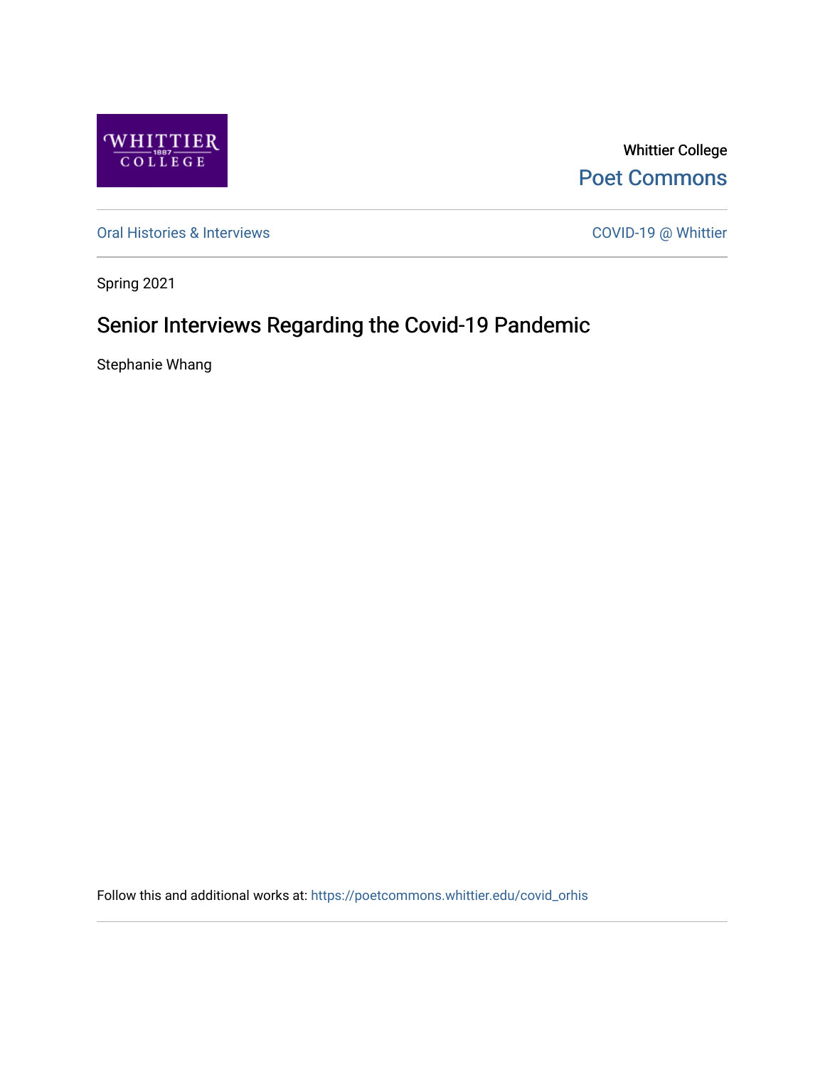Whittier College

Poet Commons

Oral Histories & Interviews

COVID-19 @ Whittier

Spring 2021

# Senior Interviews Regarding the Covid-19 Pandemic

Stephanie Whang

Follow this and additional works at: https://poetcommons.whittier.edu/covid_orhis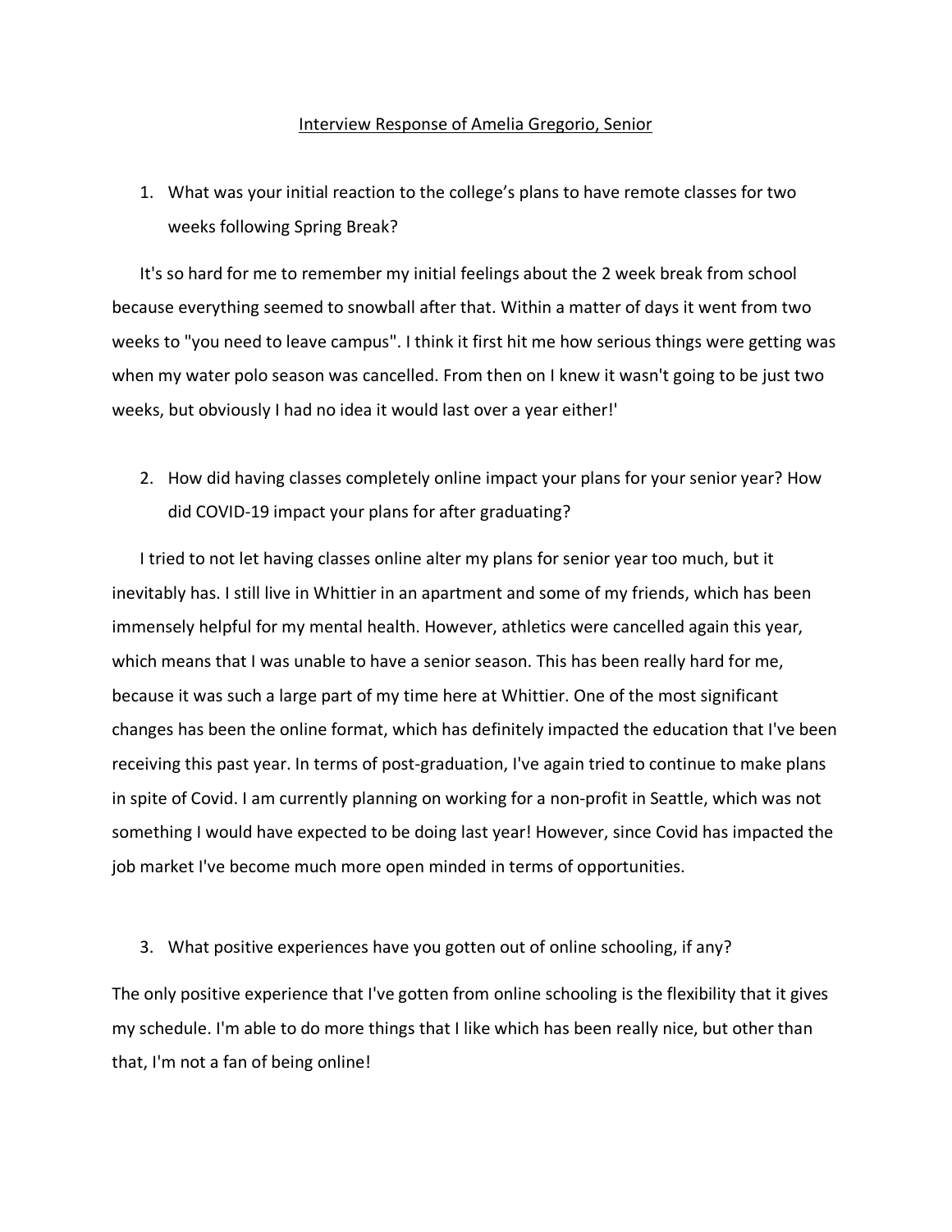Interview Response of Amelia Gregorio, Senior

1. What was your initial reaction to the college's plans to have remote classes for two weeks following Spring Break?

It's so hard for me to remember my initial feelings about the 2 week break from school because everything seemed to snowball after that. Within a matter of days it went from two weeks to "you need to leave campus". I think it first hit me how serious things were getting was when my water polo season was cancelled. From then on I knew it wasn't going to be just two weeks, but obviously I had no idea it would last over a year either!'

2. How did having classes completely online impact your plans for your senior year? How did COVID-19 impact your plans for after graduating?

I tried to not let having classes online alter my plans for senior year too much, but it inevitably has. I still live in Whittier in an apartment and some of my friends, which has been immensely helpful for my mental health. However, athletics were cancelled again this year, which means that I was unable to have a senior season. This has been really hard for me, because it was such a large part of my time here at Whittier. One of the most significant changes has been the online format, which has definitely impacted the education that I've been receiving this past year. In terms of post-graduation, I've again tried to continue to make plans in spite of Covid. I am currently planning on working for a non-profit in Seattle, which was not something I would have expected to be doing last year! However, since Covid has impacted the job market I've become much more open minded in terms of opportunities.

3. What positive experiences have you gotten out of online schooling, if any?

The only positive experience that I've gotten from online schooling is the flexibility that it gives my schedule. I'm able to do more things that I like which has been really nice, but other than that, I'm not a fan of being online!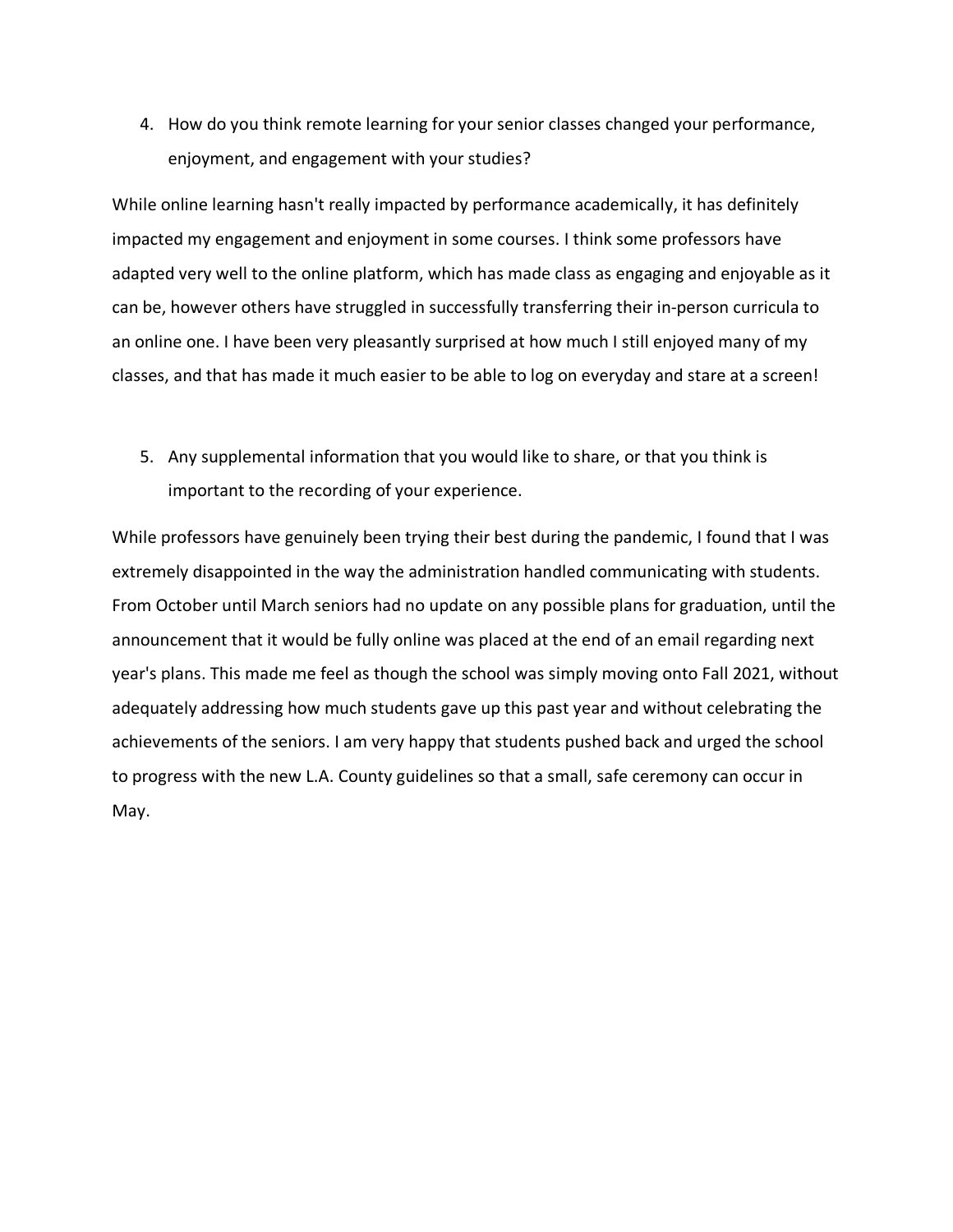4. How do you think remote learning for your senior classes changed your performance, enjoyment, and engagement with your studies?

While online learning hasn't really impacted by performance academically, it has definitely impacted my engagement and enjoyment in some courses. I think some professors have adapted very well to the online platform, which has made class as engaging and enjoyable as it can be, however others have struggled in successfully transferring their in-person curricula to an online one. I have been very pleasantly surprised at how much I still enjoyed many of my classes, and that has made it much easier to be able to log on everyday and stare at a screen!

5. Any supplemental information that you would like to share, or that you think is important to the recording of your experience.

While professors have genuinely been trying their best during the pandemic, I found that I was extremely disappointed in the way the administration handled communicating with students. From October until March seniors had no update on any possible plans for graduation, until the announcement that it would be fully online was placed at the end of an email regarding next year's plans. This made me feel as though the school was simply moving onto Fall 2021, without adequately addressing how much students gave up this past year and without celebrating the achievements of the seniors. I am very happy that students pushed back and urged the school to progress with the new L.A. County guidelines so that a small, safe ceremony can occur in May.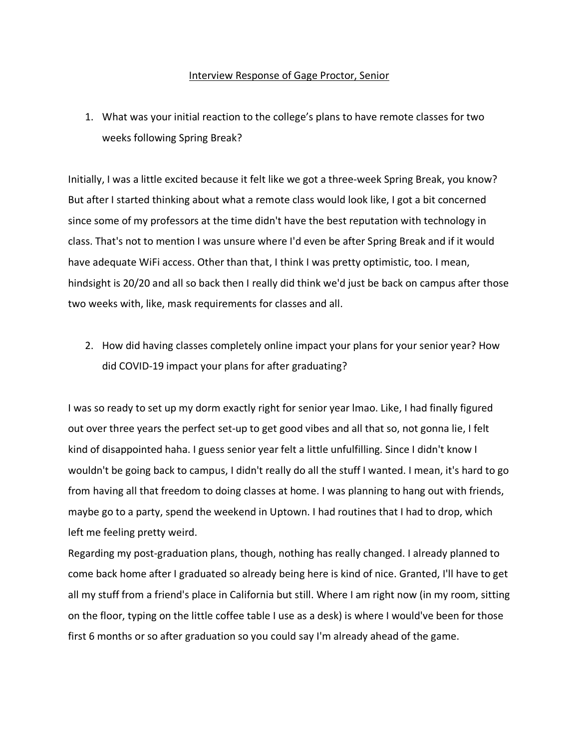Interview Response of Gage Proctor, Senior

1. What was your initial reaction to the college's plans to have remote classes for two weeks following Spring Break?

Initially, I was a little excited because it felt like we got a three-week Spring Break, you know? But after I started thinking about what a remote class would look like, I got a bit concerned since some of my professors at the time didn't have the best reputation with technology in class. That's not to mention I was unsure where I'd even be after Spring Break and if it would have adequate WiFi access. Other than that, I think I was pretty optimistic, too. I mean, hindsight is 20/20 and all so back then I really did think we'd just be back on campus after those two weeks with, like, mask requirements for classes and all.

2. How did having classes completely online impact your plans for your senior year? How did COVID-19 impact your plans for after graduating?

I was so ready to set up my dorm exactly right for senior year lmao. Like, I had finally figured out over three years the perfect set-up to get good vibes and all that so, not gonna lie, I felt kind of disappointed haha. I guess senior year felt a little unfulfilling. Since I didn't know I wouldn't be going back to campus, I didn't really do all the stuff I wanted. I mean, it's hard to go from having all that freedom to doing classes at home. I was planning to hang out with friends, maybe go to a party, spend the weekend in Uptown. I had routines that I had to drop, which left me feeling pretty weird.

Regarding my post-graduation plans, though, nothing has really changed. I already planned to come back home after I graduated so already being here is kind of nice. Granted, I'll have to get all my stuff from a friend's place in California but still. Where I am right now (in my room, sitting on the floor, typing on the little coffee table I use as a desk) is where I would've been for those first 6 months or so after graduation so you could say I'm already ahead of the game.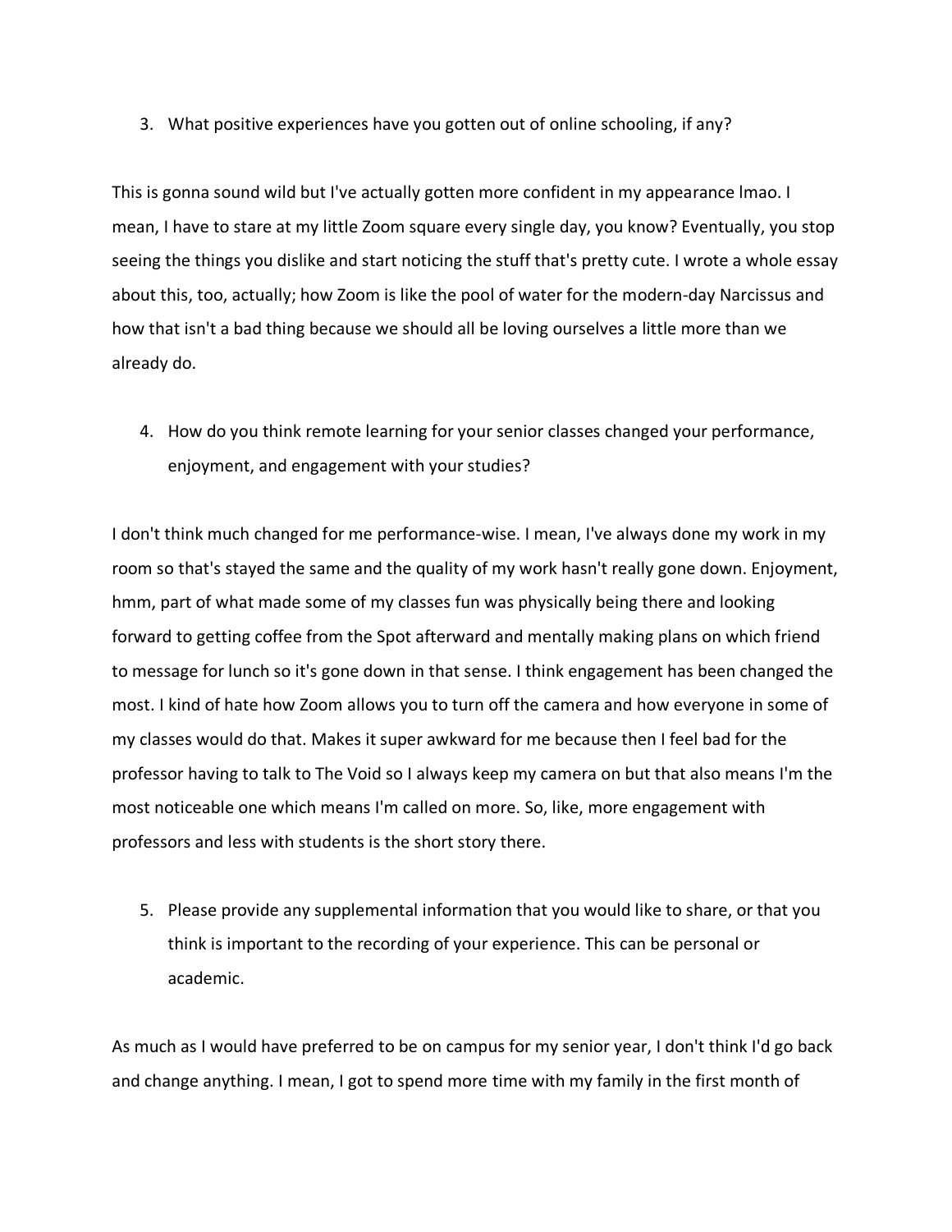3. What positive experiences have you gotten out of online schooling, if any?

This is gonna sound wild but I've actually gotten more confident in my appearance lmao. I mean, I have to stare at my little Zoom square every single day, you know? Eventually, you stop seeing the things you dislike and start noticing the stuff that's pretty cute. I wrote a whole essay about this, too, actually; how Zoom is like the pool of water for the modern-day Narcissus and how that isn't a bad thing because we should all be loving ourselves a little more than we already do.

4. How do you think remote learning for your senior classes changed your performance, enjoyment, and engagement with your studies?

I don't think much changed for me performance-wise. I mean, I've always done my work in my room so that's stayed the same and the quality of my work hasn't really gone down. Enjoyment, hmm, part of what made some of my classes fun was physically being there and looking forward to getting coffee from the Spot afterward and mentally making plans on which friend to message for lunch so it's gone down in that sense. I think engagement has been changed the most. I kind of hate how Zoom allows you to turn off the camera and how everyone in some of my classes would do that. Makes it super awkward for me because then I feel bad for the professor having to talk to The Void so I always keep my camera on but that also means I'm the most noticeable one which means I'm called on more. So, like, more engagement with professors and less with students is the short story there.

5. Please provide any supplemental information that you would like to share, or that you think is important to the recording of your experience. This can be personal or academic.

As much as I would have preferred to be on campus for my senior year, I don't think I'd go back and change anything. I mean, I got to spend more time with my family in the first month of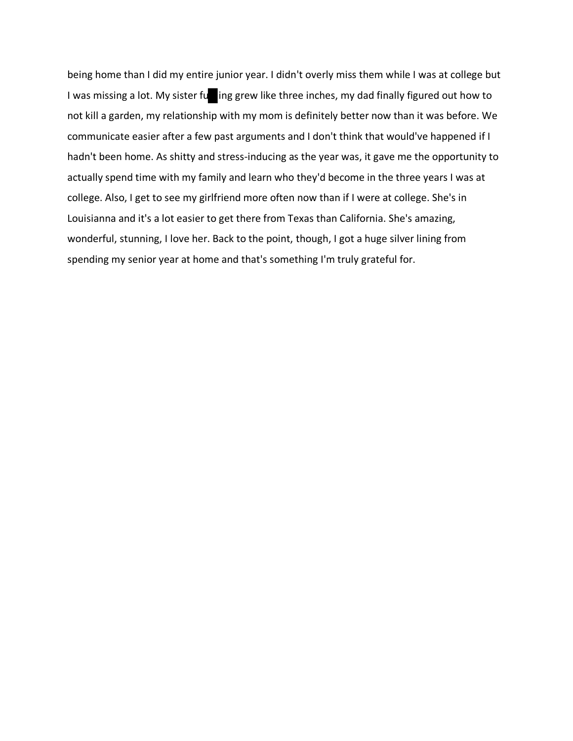being home than I did my entire junior year. I didn't overly miss them while I was at college but I was missing a lot. My sister fu█ing grew like three inches, my dad finally figured out how to not kill a garden, my relationship with my mom is definitely better now than it was before. We communicate easier after a few past arguments and I don't think that would've happened if I hadn't been home. As shitty and stress-inducing as the year was, it gave me the opportunity to actually spend time with my family and learn who they'd become in the three years I was at college. Also, I get to see my girlfriend more often now than if I were at college. She's in Louisianna and it's a lot easier to get there from Texas than California. She's amazing, wonderful, stunning, I love her. Back to the point, though, I got a huge silver lining from spending my senior year at home and that's something I'm truly grateful for.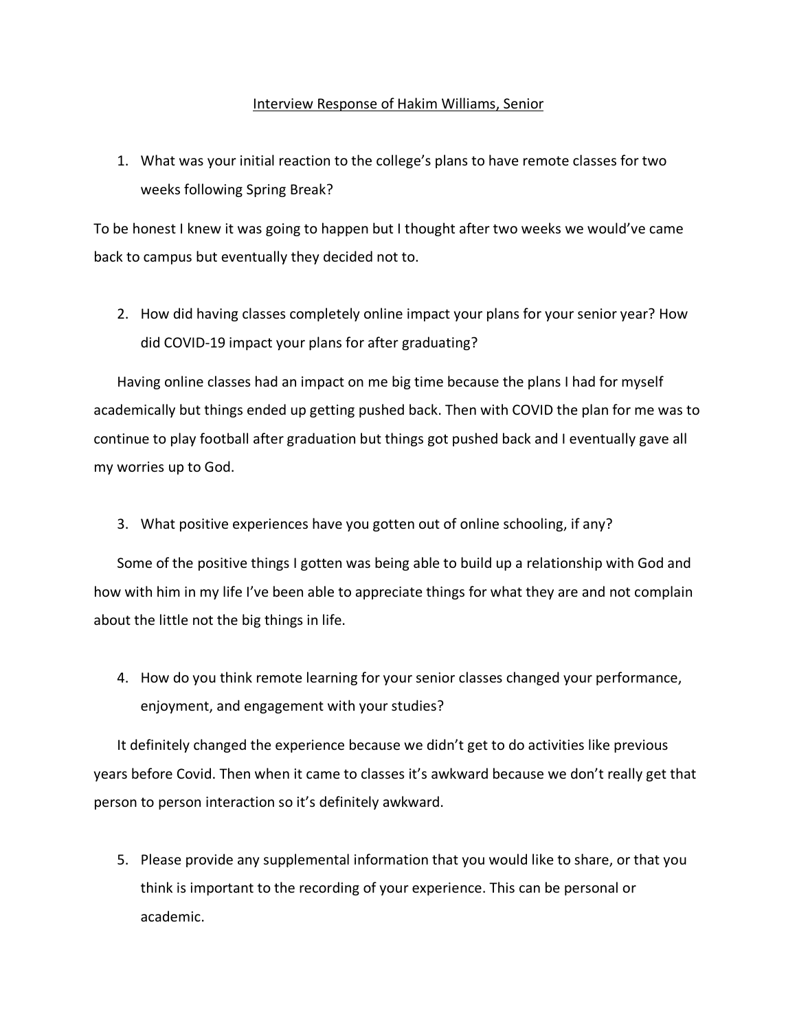Interview Response of Hakim Williams, Senior

1. What was your initial reaction to the college's plans to have remote classes for two weeks following Spring Break?

To be honest I knew it was going to happen but I thought after two weeks we would've came back to campus but eventually they decided not to.

2. How did having classes completely online impact your plans for your senior year? How did COVID-19 impact your plans for after graduating?

Having online classes had an impact on me big time because the plans I had for myself academically but things ended up getting pushed back. Then with COVID the plan for me was to continue to play football after graduation but things got pushed back and I eventually gave all my worries up to God.

3. What positive experiences have you gotten out of online schooling, if any?

Some of the positive things I gotten was being able to build up a relationship with God and how with him in my life I've been able to appreciate things for what they are and not complain about the little not the big things in life.

4. How do you think remote learning for your senior classes changed your performance, enjoyment, and engagement with your studies?

It definitely changed the experience because we didn't get to do activities like previous years before Covid. Then when it came to classes it's awkward because we don't really get that person to person interaction so it's definitely awkward.

5. Please provide any supplemental information that you would like to share, or that you think is important to the recording of your experience. This can be personal or academic.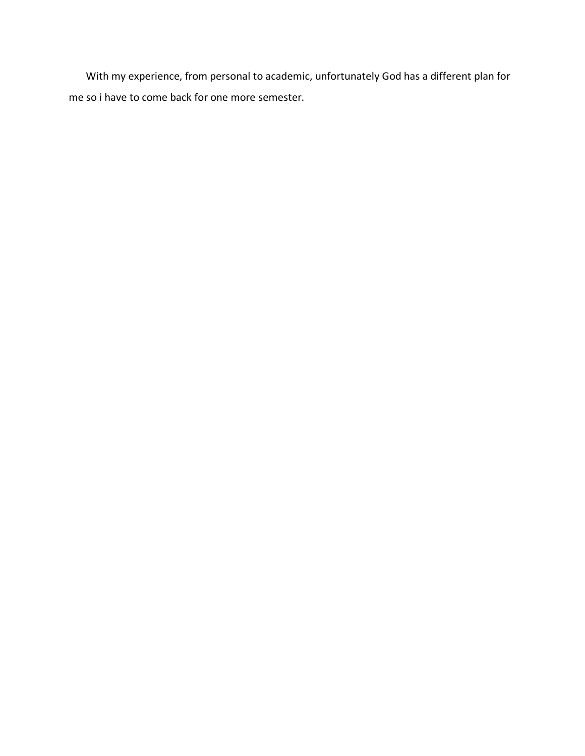With my experience, from personal to academic, unfortunately God has a different plan for me so i have to come back for one more semester.